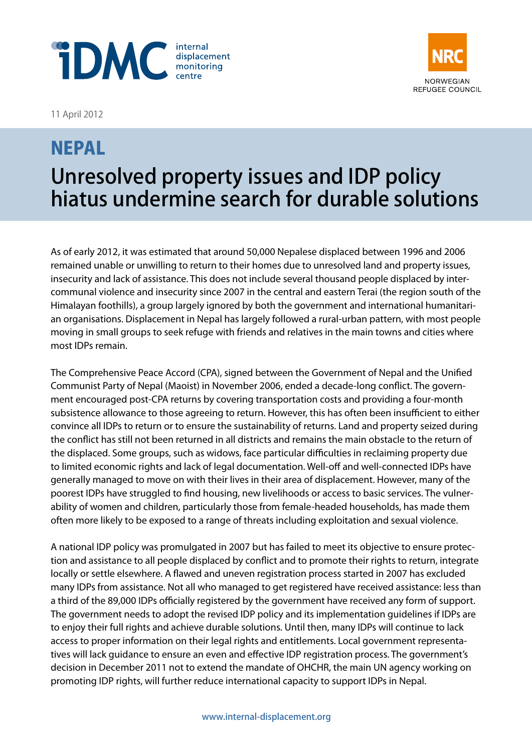11 April 2012

# NEPAL

## Unresolved property issues and IDP policy hiatus undermine search for durable solutions

As of early 2012, it was estimated that around 50,000 Nepalese displaced between 1996 and 2006 remained unable or unwilling to return to their homes due to unresolved land and property issues, insecurity and lack of assistance. This does not include several thousand people displaced by inter-communal violence and insecurity since 2007 in the central and eastern Terai (the region south of the Himalayan foothills), a group largely ignored by both the government and international humanitarian organisations. Displacement in Nepal has largely followed a rural-urban pattern, with most people moving in small groups to seek refuge with friends and relatives in the main towns and cities where most IDPs remain.

The Comprehensive Peace Accord (CPA), signed between the Government of Nepal and the Unified Communist Party of Nepal (Maoist) in November 2006, ended a decade-long conflict. The government encouraged post-CPA returns by covering transportation costs and providing a four-month subsistence allowance to those agreeing to return. However, this has often been insufficient to either convince all IDPs to return or to ensure the sustainability of returns. Land and property seized during the conflict has still not been returned in all districts and remains the main obstacle to the return of the displaced. Some groups, such as widows, face particular difficulties in reclaiming property due to limited economic rights and lack of legal documentation. Well-off and well-connected IDPs have generally managed to move on with their lives in their area of displacement. However, many of the poorest IDPs have struggled to find housing, new livelihoods or access to basic services. The vulnerability of women and children, particularly those from female-headed households, has made them often more likely to be exposed to a range of threats including exploitation and sexual violence.

A national IDP policy was promulgated in 2007 but has failed to meet its objective to ensure protection and assistance to all people displaced by conflict and to promote their rights to return, integrate locally or settle elsewhere. A flawed and uneven registration process started in 2007 has excluded many IDPs from assistance. Not all who managed to get registered have received assistance: less than a third of the 89,000 IDPs officially registered by the government have received any form of support. The government needs to adopt the revised IDP policy and its implementation guidelines if IDPs are to enjoy their full rights and achieve durable solutions. Until then, many IDPs will continue to lack access to proper information on their legal rights and entitlements. Local government representatives will lack guidance to ensure an even and effective IDP registration process. The government's decision in December 2011 not to extend the mandate of OHCHR, the main UN agency working on promoting IDP rights, will further reduce international capacity to support IDPs in Nepal.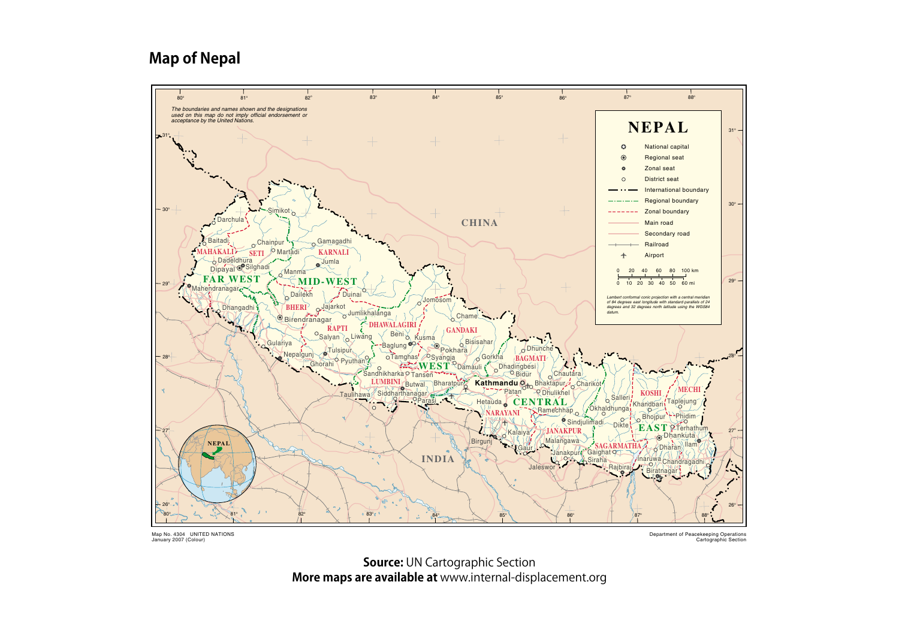# Map of Nepal

The boundaries and names shown and the designations used on this map do not imply official endorsement or acceptance by the United Nations.

**NEPAL**

- National capital
- Regional seat
- Zonal seat
- District seat
- International boundary
- Regional boundary
- Zonal boundary
- Main road
- Secondary road
- Railroad
- Airport

0 20 40 60 80 100 km
0 10 20 30 40 50 60 mi

Lambert conformal conic projection with a central meridian of 84 degrees east longitude with standard parallels of 24 degrees and 32 degrees north latitude using the WGS84 datum.

Map No. 4304 UNITED NATIONS
January 2007 (Colour)

Department of Peacekeeping Operations
Cartographic Section

**Source:** UN Cartographic Section
**More maps are available at** www.internal-displacement.org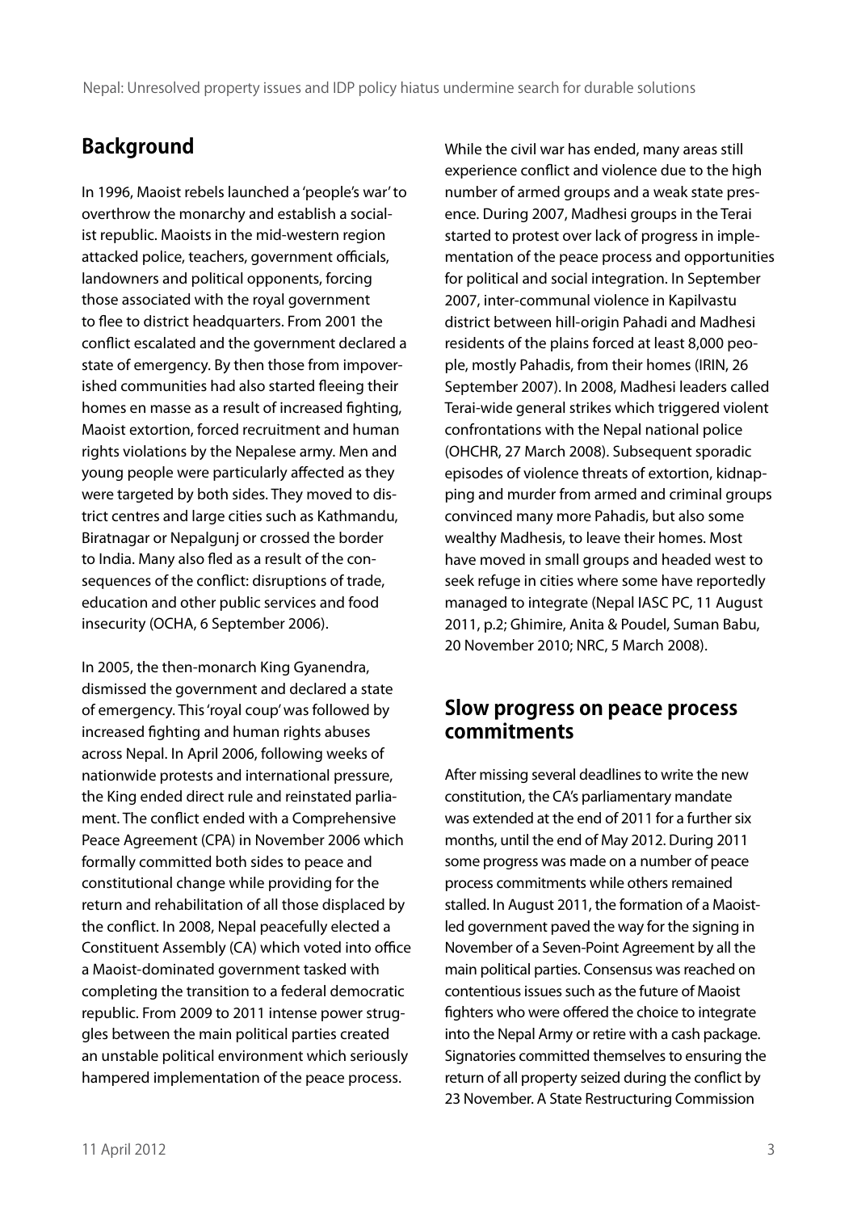## Background

In 1996, Maoist rebels launched a 'people's war' to overthrow the monarchy and establish a socialist republic. Maoists in the mid-western region attacked police, teachers, government officials, landowners and political opponents, forcing those associated with the royal government to flee to district headquarters. From 2001 the conflict escalated and the government declared a state of emergency. By then those from impoverished communities had also started fleeing their homes en masse as a result of increased fighting, Maoist extortion, forced recruitment and human rights violations by the Nepalese army. Men and young people were particularly affected as they were targeted by both sides. They moved to district centres and large cities such as Kathmandu, Biratnagar or Nepalgunj or crossed the border to India. Many also fled as a result of the consequences of the conflict: disruptions of trade, education and other public services and food insecurity (OCHA, 6 September 2006).

In 2005, the then-monarch King Gyanendra, dismissed the government and declared a state of emergency. This 'royal coup' was followed by increased fighting and human rights abuses across Nepal. In April 2006, following weeks of nationwide protests and international pressure, the King ended direct rule and reinstated parliament. The conflict ended with a Comprehensive Peace Agreement (CPA) in November 2006 which formally committed both sides to peace and constitutional change while providing for the return and rehabilitation of all those displaced by the conflict. In 2008, Nepal peacefully elected a Constituent Assembly (CA) which voted into office a Maoist-dominated government tasked with completing the transition to a federal democratic republic. From 2009 to 2011 intense power struggles between the main political parties created an unstable political environment which seriously hampered implementation of the peace process.

While the civil war has ended, many areas still experience conflict and violence due to the high number of armed groups and a weak state presence. During 2007, Madhesi groups in the Terai started to protest over lack of progress in implementation of the peace process and opportunities for political and social integration. In September 2007, inter-communal violence in Kapilvastu district between hill-origin Pahadi and Madhesi residents of the plains forced at least 8,000 people, mostly Pahadis, from their homes (IRIN, 26 September 2007). In 2008, Madhesi leaders called Terai-wide general strikes which triggered violent confrontations with the Nepal national police (OHCHR, 27 March 2008). Subsequent sporadic episodes of violence threats of extortion, kidnapping and murder from armed and criminal groups convinced many more Pahadis, but also some wealthy Madhesis, to leave their homes. Most have moved in small groups and headed west to seek refuge in cities where some have reportedly managed to integrate (Nepal IASC PC, 11 August 2011, p.2; Ghimire, Anita & Poudel, Suman Babu, 20 November 2010; NRC, 5 March 2008).

## Slow progress on peace process commitments

After missing several deadlines to write the new constitution, the CA's parliamentary mandate was extended at the end of 2011 for a further six months, until the end of May 2012. During 2011 some progress was made on a number of peace process commitments while others remained stalled. In August 2011, the formation of a Maoist-led government paved the way for the signing in November of a Seven-Point Agreement by all the main political parties. Consensus was reached on contentious issues such as the future of Maoist fighters who were offered the choice to integrate into the Nepal Army or retire with a cash package. Signatories committed themselves to ensuring the return of all property seized during the conflict by 23 November. A State Restructuring Commission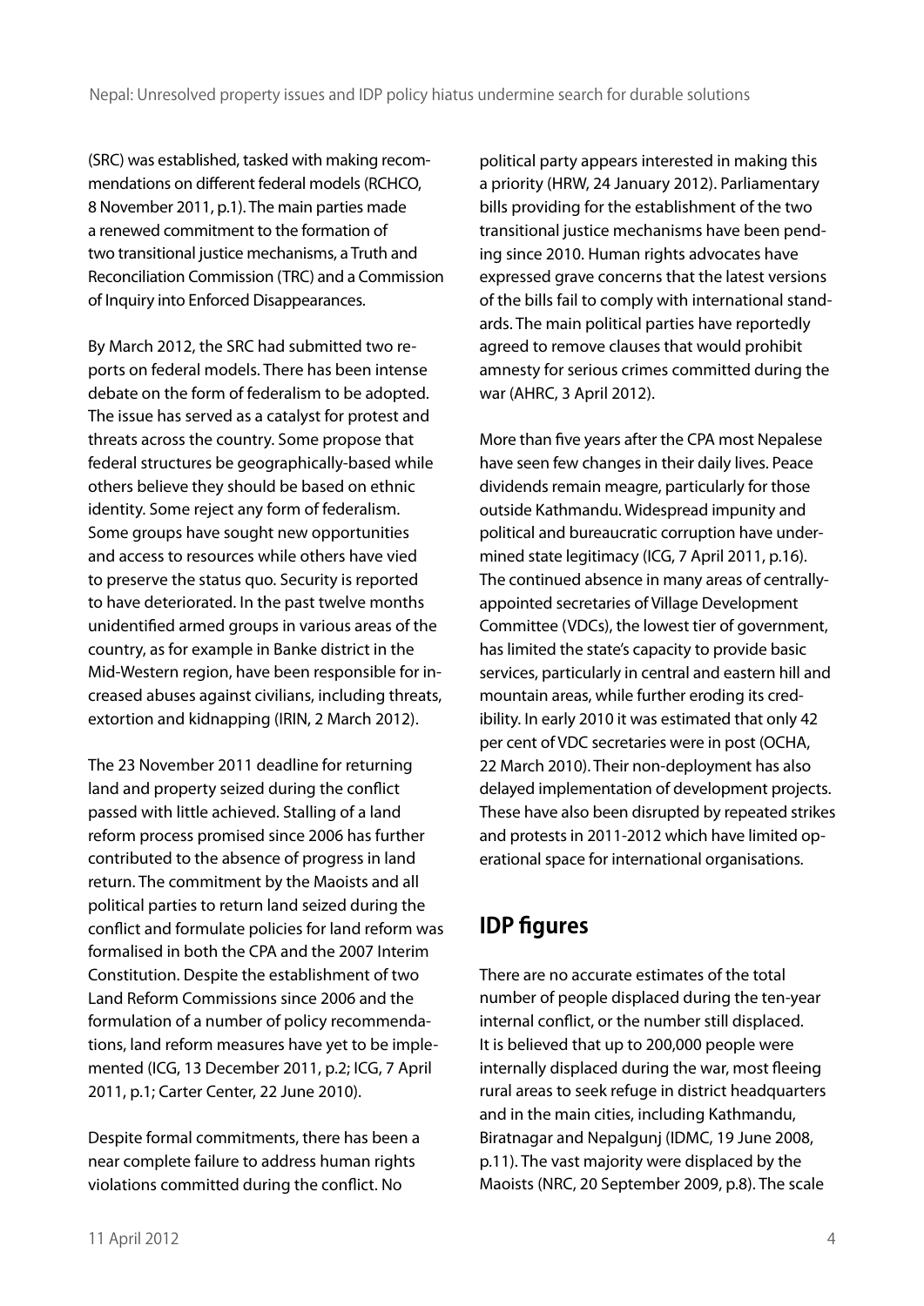(SRC) was established, tasked with making recommendations on different federal models (RCHCO, 8 November 2011, p.1). The main parties made a renewed commitment to the formation of two transitional justice mechanisms, a Truth and Reconciliation Commission (TRC) and a Commission of Inquiry into Enforced Disappearances.

By March 2012, the SRC had submitted two reports on federal models. There has been intense debate on the form of federalism to be adopted. The issue has served as a catalyst for protest and threats across the country. Some propose that federal structures be geographically-based while others believe they should be based on ethnic identity. Some reject any form of federalism. Some groups have sought new opportunities and access to resources while others have vied to preserve the status quo. Security is reported to have deteriorated. In the past twelve months unidentified armed groups in various areas of the country, as for example in Banke district in the Mid-Western region, have been responsible for increased abuses against civilians, including threats, extortion and kidnapping (IRIN, 2 March 2012).

The 23 November 2011 deadline for returning land and property seized during the conflict passed with little achieved. Stalling of a land reform process promised since 2006 has further contributed to the absence of progress in land return. The commitment by the Maoists and all political parties to return land seized during the conflict and formulate policies for land reform was formalised in both the CPA and the 2007 Interim Constitution. Despite the establishment of two Land Reform Commissions since 2006 and the formulation of a number of policy recommendations, land reform measures have yet to be implemented (ICG, 13 December 2011, p.2; ICG, 7 April 2011, p.1; Carter Center, 22 June 2010).

Despite formal commitments, there has been a near complete failure to address human rights violations committed during the conflict. No political party appears interested in making this a priority (HRW, 24 January 2012). Parliamentary bills providing for the establishment of the two transitional justice mechanisms have been pending since 2010. Human rights advocates have expressed grave concerns that the latest versions of the bills fail to comply with international standards. The main political parties have reportedly agreed to remove clauses that would prohibit amnesty for serious crimes committed during the war (AHRC, 3 April 2012).

More than five years after the CPA most Nepalese have seen few changes in their daily lives. Peace dividends remain meagre, particularly for those outside Kathmandu. Widespread impunity and political and bureaucratic corruption have undermined state legitimacy (ICG, 7 April 2011, p.16). The continued absence in many areas of centrally-appointed secretaries of Village Development Committee (VDCs), the lowest tier of government, has limited the state's capacity to provide basic services, particularly in central and eastern hill and mountain areas, while further eroding its credibility. In early 2010 it was estimated that only 42 per cent of VDC secretaries were in post (OCHA, 22 March 2010). Their non-deployment has also delayed implementation of development projects. These have also been disrupted by repeated strikes and protests in 2011-2012 which have limited operational space for international organisations.

## IDP figures

There are no accurate estimates of the total number of people displaced during the ten-year internal conflict, or the number still displaced. It is believed that up to 200,000 people were internally displaced during the war, most fleeing rural areas to seek refuge in district headquarters and in the main cities, including Kathmandu, Biratnagar and Nepalgunj (IDMC, 19 June 2008, p.11). The vast majority were displaced by the Maoists (NRC, 20 September 2009, p.8). The scale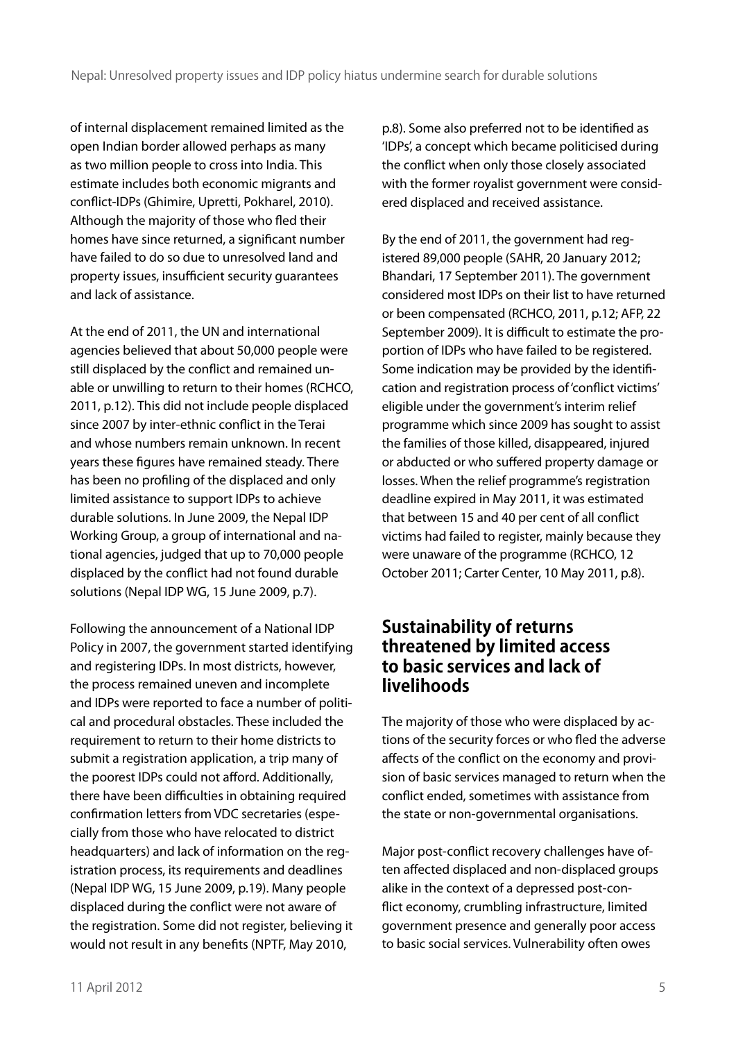of internal displacement remained limited as the open Indian border allowed perhaps as many as two million people to cross into India. This estimate includes both economic migrants and conflict-IDPs (Ghimire, Upretti, Pokharel, 2010). Although the majority of those who fled their homes have since returned, a significant number have failed to do so due to unresolved land and property issues, insufficient security guarantees and lack of assistance.

At the end of 2011, the UN and international agencies believed that about 50,000 people were still displaced by the conflict and remained unable or unwilling to return to their homes (RCHCO, 2011, p.12). This did not include people displaced since 2007 by inter-ethnic conflict in the Terai and whose numbers remain unknown. In recent years these figures have remained steady. There has been no profiling of the displaced and only limited assistance to support IDPs to achieve durable solutions. In June 2009, the Nepal IDP Working Group, a group of international and national agencies, judged that up to 70,000 people displaced by the conflict had not found durable solutions (Nepal IDP WG, 15 June 2009, p.7).

Following the announcement of a National IDP Policy in 2007, the government started identifying and registering IDPs. In most districts, however, the process remained uneven and incomplete and IDPs were reported to face a number of political and procedural obstacles. These included the requirement to return to their home districts to submit a registration application, a trip many of the poorest IDPs could not afford. Additionally, there have been difficulties in obtaining required confirmation letters from VDC secretaries (especially from those who have relocated to district headquarters) and lack of information on the registration process, its requirements and deadlines (Nepal IDP WG, 15 June 2009, p.19). Many people displaced during the conflict were not aware of the registration. Some did not register, believing it would not result in any benefits (NPTF, May 2010, p.8). Some also preferred not to be identified as 'IDPs', a concept which became politicised during the conflict when only those closely associated with the former royalist government were considered displaced and received assistance.

By the end of 2011, the government had registered 89,000 people (SAHR, 20 January 2012; Bhandari, 17 September 2011). The government considered most IDPs on their list to have returned or been compensated (RCHCO, 2011, p.12; AFP, 22 September 2009). It is difficult to estimate the proportion of IDPs who have failed to be registered. Some indication may be provided by the identification and registration process of 'conflict victims' eligible under the government's interim relief programme which since 2009 has sought to assist the families of those killed, disappeared, injured or abducted or who suffered property damage or losses. When the relief programme's registration deadline expired in May 2011, it was estimated that between 15 and 40 per cent of all conflict victims had failed to register, mainly because they were unaware of the programme (RCHCO, 12 October 2011; Carter Center, 10 May 2011, p.8).

## Sustainability of returns threatened by limited access to basic services and lack of livelihoods

The majority of those who were displaced by actions of the security forces or who fled the adverse affects of the conflict on the economy and provision of basic services managed to return when the conflict ended, sometimes with assistance from the state or non-governmental organisations.

Major post-conflict recovery challenges have often affected displaced and non-displaced groups alike in the context of a depressed post-conflict economy, crumbling infrastructure, limited government presence and generally poor access to basic social services. Vulnerability often owes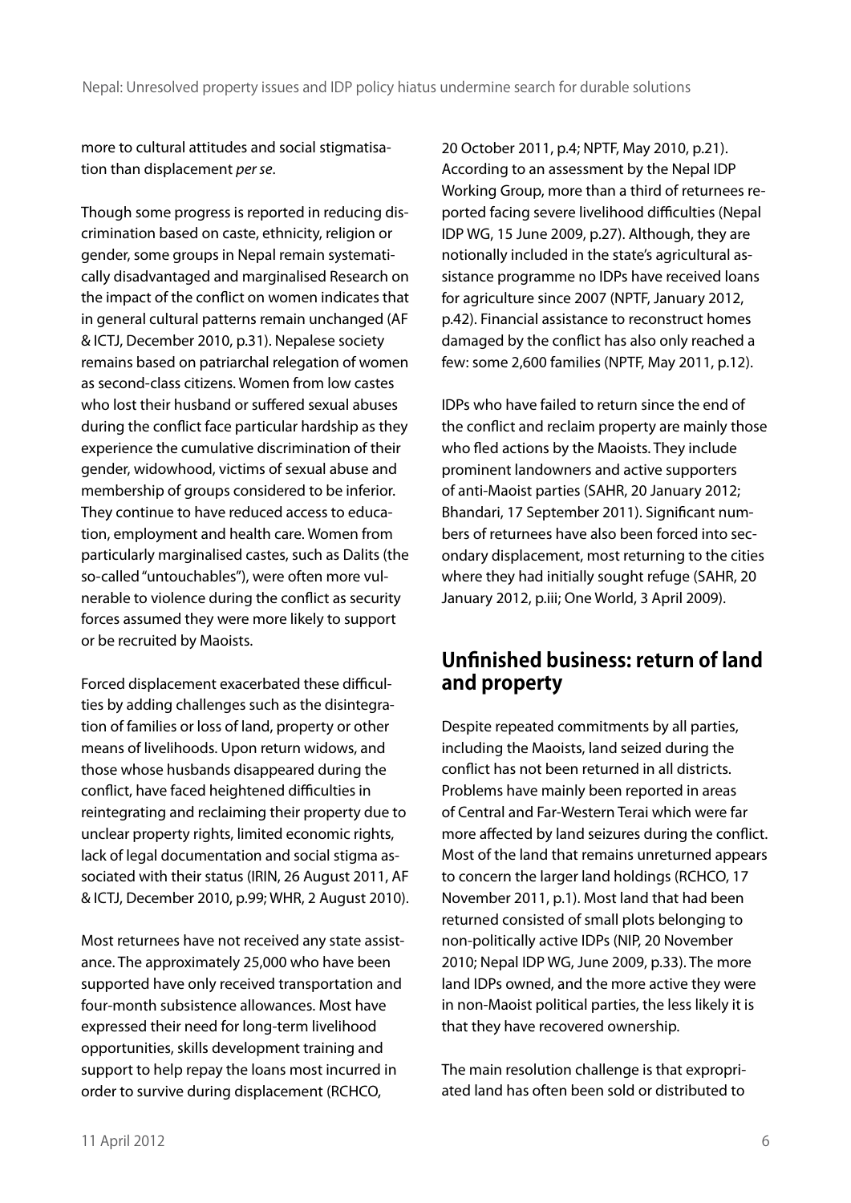more to cultural attitudes and social stigmatisation than displacement *per se*.

Though some progress is reported in reducing discrimination based on caste, ethnicity, religion or gender, some groups in Nepal remain systematically disadvantaged and marginalised Research on the impact of the conflict on women indicates that in general cultural patterns remain unchanged (AF & ICTJ, December 2010, p.31). Nepalese society remains based on patriarchal relegation of women as second-class citizens. Women from low castes who lost their husband or suffered sexual abuses during the conflict face particular hardship as they experience the cumulative discrimination of their gender, widowhood, victims of sexual abuse and membership of groups considered to be inferior. They continue to have reduced access to education, employment and health care. Women from particularly marginalised castes, such as Dalits (the so-called "untouchables"), were often more vulnerable to violence during the conflict as security forces assumed they were more likely to support or be recruited by Maoists.

Forced displacement exacerbated these difficulties by adding challenges such as the disintegration of families or loss of land, property or other means of livelihoods. Upon return widows, and those whose husbands disappeared during the conflict, have faced heightened difficulties in reintegrating and reclaiming their property due to unclear property rights, limited economic rights, lack of legal documentation and social stigma associated with their status (IRIN, 26 August 2011, AF & ICTJ, December 2010, p.99; WHR, 2 August 2010).

Most returnees have not received any state assistance. The approximately 25,000 who have been supported have only received transportation and four-month subsistence allowances. Most have expressed their need for long-term livelihood opportunities, skills development training and support to help repay the loans most incurred in order to survive during displacement (RCHCO, 20 October 2011, p.4; NPTF, May 2010, p.21). According to an assessment by the Nepal IDP Working Group, more than a third of returnees reported facing severe livelihood difficulties (Nepal IDP WG, 15 June 2009, p.27). Although, they are notionally included in the state's agricultural assistance programme no IDPs have received loans for agriculture since 2007 (NPTF, January 2012, p.42). Financial assistance to reconstruct homes damaged by the conflict has also only reached a few: some 2,600 families (NPTF, May 2011, p.12).

IDPs who have failed to return since the end of the conflict and reclaim property are mainly those who fled actions by the Maoists. They include prominent landowners and active supporters of anti-Maoist parties (SAHR, 20 January 2012; Bhandari, 17 September 2011). Significant numbers of returnees have also been forced into secondary displacement, most returning to the cities where they had initially sought refuge (SAHR, 20 January 2012, p.iii; One World, 3 April 2009).

## Unfinished business: return of land and property

Despite repeated commitments by all parties, including the Maoists, land seized during the conflict has not been returned in all districts. Problems have mainly been reported in areas of Central and Far-Western Terai which were far more affected by land seizures during the conflict. Most of the land that remains unreturned appears to concern the larger land holdings (RCHCO, 17 November 2011, p.1). Most land that had been returned consisted of small plots belonging to non-politically active IDPs (NIP, 20 November 2010; Nepal IDP WG, June 2009, p.33). The more land IDPs owned, and the more active they were in non-Maoist political parties, the less likely it is that they have recovered ownership.

The main resolution challenge is that expropriated land has often been sold or distributed to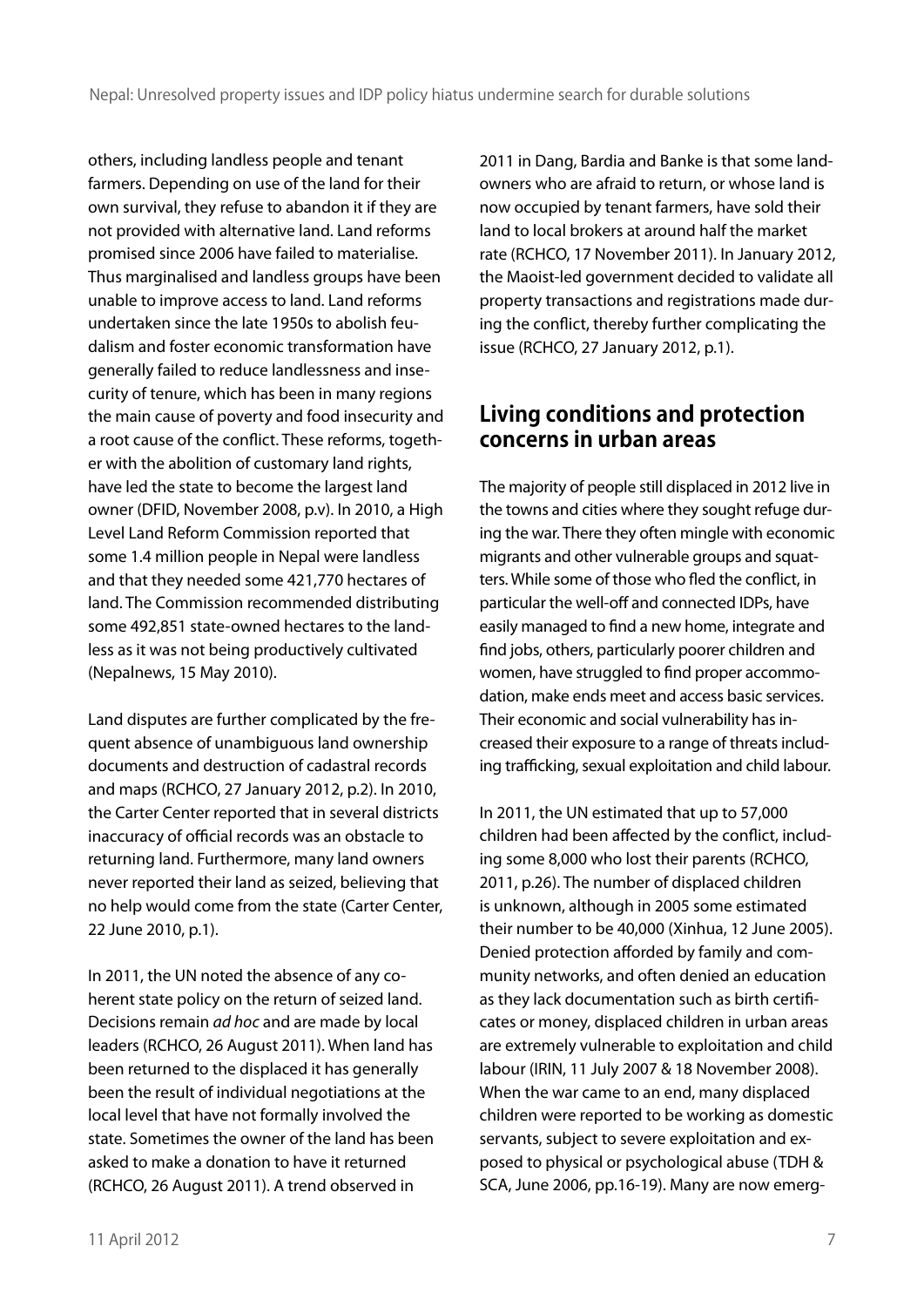others, including landless people and tenant farmers. Depending on use of the land for their own survival, they refuse to abandon it if they are not provided with alternative land. Land reforms promised since 2006 have failed to materialise. Thus marginalised and landless groups have been unable to improve access to land. Land reforms undertaken since the late 1950s to abolish feudalism and foster economic transformation have generally failed to reduce landlessness and insecurity of tenure, which has been in many regions the main cause of poverty and food insecurity and a root cause of the conflict. These reforms, together with the abolition of customary land rights, have led the state to become the largest land owner (DFID, November 2008, p.v). In 2010, a High Level Land Reform Commission reported that some 1.4 million people in Nepal were landless and that they needed some 421,770 hectares of land. The Commission recommended distributing some 492,851 state-owned hectares to the landless as it was not being productively cultivated (Nepalnews, 15 May 2010).

Land disputes are further complicated by the frequent absence of unambiguous land ownership documents and destruction of cadastral records and maps (RCHCO, 27 January 2012, p.2). In 2010, the Carter Center reported that in several districts inaccuracy of official records was an obstacle to returning land. Furthermore, many land owners never reported their land as seized, believing that no help would come from the state (Carter Center, 22 June 2010, p.1).

In 2011, the UN noted the absence of any coherent state policy on the return of seized land. Decisions remain *ad hoc* and are made by local leaders (RCHCO, 26 August 2011). When land has been returned to the displaced it has generally been the result of individual negotiations at the local level that have not formally involved the state. Sometimes the owner of the land has been asked to make a donation to have it returned (RCHCO, 26 August 2011). A trend observed in 2011 in Dang, Bardia and Banke is that some landowners who are afraid to return, or whose land is now occupied by tenant farmers, have sold their land to local brokers at around half the market rate (RCHCO, 17 November 2011). In January 2012, the Maoist-led government decided to validate all property transactions and registrations made during the conflict, thereby further complicating the issue (RCHCO, 27 January 2012, p.1).

## Living conditions and protection concerns in urban areas

The majority of people still displaced in 2012 live in the towns and cities where they sought refuge during the war. There they often mingle with economic migrants and other vulnerable groups and squatters. While some of those who fled the conflict, in particular the well-off and connected IDPs, have easily managed to find a new home, integrate and find jobs, others, particularly poorer children and women, have struggled to find proper accommodation, make ends meet and access basic services. Their economic and social vulnerability has increased their exposure to a range of threats including trafficking, sexual exploitation and child labour.

In 2011, the UN estimated that up to 57,000 children had been affected by the conflict, including some 8,000 who lost their parents (RCHCO, 2011, p.26). The number of displaced children is unknown, although in 2005 some estimated their number to be 40,000 (Xinhua, 12 June 2005). Denied protection afforded by family and community networks, and often denied an education as they lack documentation such as birth certificates or money, displaced children in urban areas are extremely vulnerable to exploitation and child labour (IRIN, 11 July 2007 & 18 November 2008). When the war came to an end, many displaced children were reported to be working as domestic servants, subject to severe exploitation and exposed to physical or psychological abuse (TDH & SCA, June 2006, pp.16-19). Many are now emerg-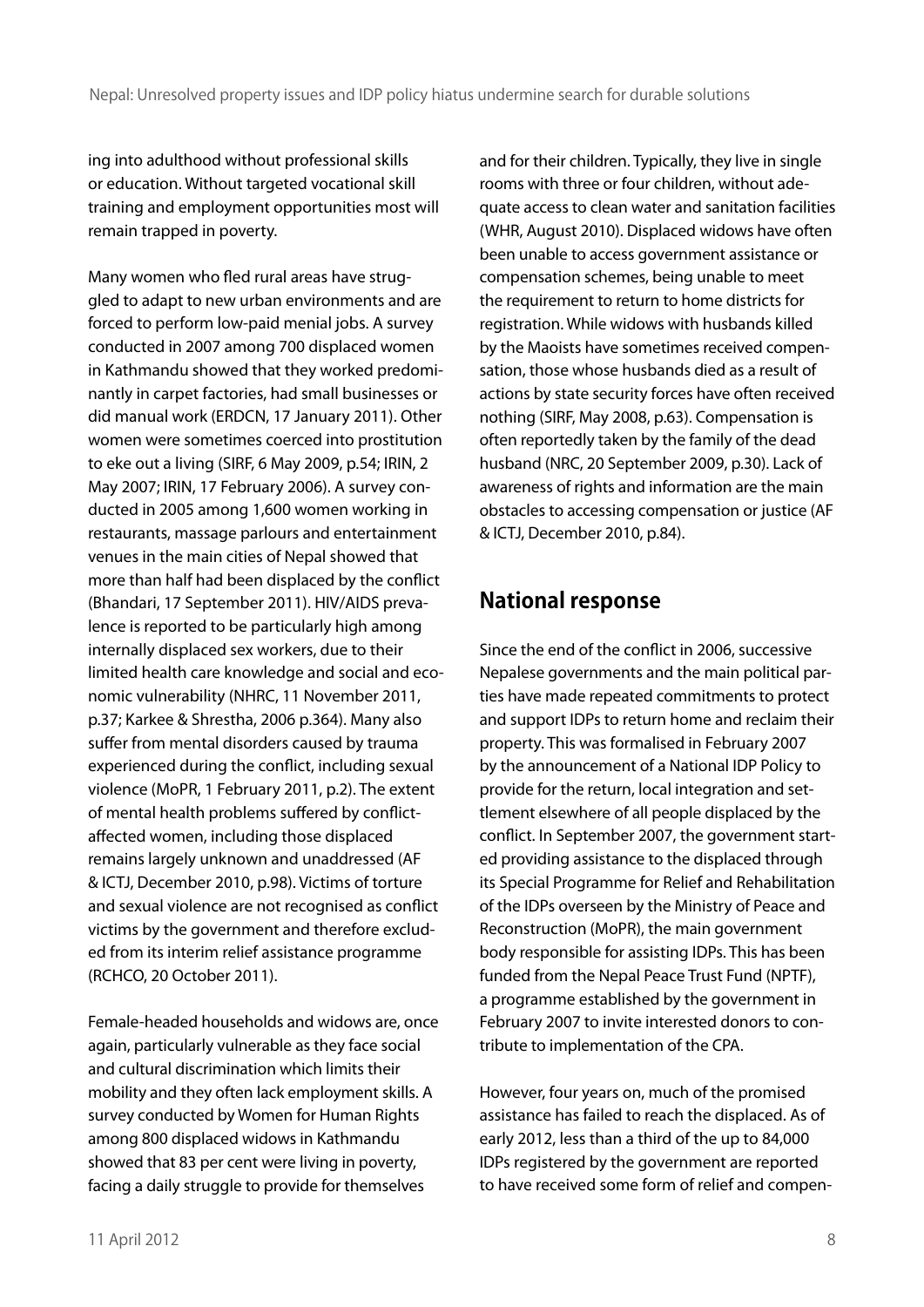ing into adulthood without professional skills or education. Without targeted vocational skill training and employment opportunities most will remain trapped in poverty.

Many women who fled rural areas have struggled to adapt to new urban environments and are forced to perform low-paid menial jobs. A survey conducted in 2007 among 700 displaced women in Kathmandu showed that they worked predominantly in carpet factories, had small businesses or did manual work (ERDCN, 17 January 2011). Other women were sometimes coerced into prostitution to eke out a living (SIRF, 6 May 2009, p.54; IRIN, 2 May 2007; IRIN, 17 February 2006). A survey conducted in 2005 among 1,600 women working in restaurants, massage parlours and entertainment venues in the main cities of Nepal showed that more than half had been displaced by the conflict (Bhandari, 17 September 2011). HIV/AIDS prevalence is reported to be particularly high among internally displaced sex workers, due to their limited health care knowledge and social and economic vulnerability (NHRC, 11 November 2011, p.37; Karkee & Shrestha, 2006 p.364). Many also suffer from mental disorders caused by trauma experienced during the conflict, including sexual violence (MoPR, 1 February 2011, p.2). The extent of mental health problems suffered by conflict-affected women, including those displaced remains largely unknown and unaddressed (AF & ICTJ, December 2010, p.98). Victims of torture and sexual violence are not recognised as conflict victims by the government and therefore excluded from its interim relief assistance programme (RCHCO, 20 October 2011).

Female-headed households and widows are, once again, particularly vulnerable as they face social and cultural discrimination which limits their mobility and they often lack employment skills. A survey conducted by Women for Human Rights among 800 displaced widows in Kathmandu showed that 83 per cent were living in poverty, facing a daily struggle to provide for themselves and for their children. Typically, they live in single rooms with three or four children, without adequate access to clean water and sanitation facilities (WHR, August 2010). Displaced widows have often been unable to access government assistance or compensation schemes, being unable to meet the requirement to return to home districts for registration. While widows with husbands killed by the Maoists have sometimes received compensation, those whose husbands died as a result of actions by state security forces have often received nothing (SIRF, May 2008, p.63). Compensation is often reportedly taken by the family of the dead husband (NRC, 20 September 2009, p.30). Lack of awareness of rights and information are the main obstacles to accessing compensation or justice (AF & ICTJ, December 2010, p.84).

## National response

Since the end of the conflict in 2006, successive Nepalese governments and the main political parties have made repeated commitments to protect and support IDPs to return home and reclaim their property. This was formalised in February 2007 by the announcement of a National IDP Policy to provide for the return, local integration and settlement elsewhere of all people displaced by the conflict. In September 2007, the government started providing assistance to the displaced through its Special Programme for Relief and Rehabilitation of the IDPs overseen by the Ministry of Peace and Reconstruction (MoPR), the main government body responsible for assisting IDPs. This has been funded from the Nepal Peace Trust Fund (NPTF), a programme established by the government in February 2007 to invite interested donors to contribute to implementation of the CPA.

However, four years on, much of the promised assistance has failed to reach the displaced. As of early 2012, less than a third of the up to 84,000 IDPs registered by the government are reported to have received some form of relief and compen-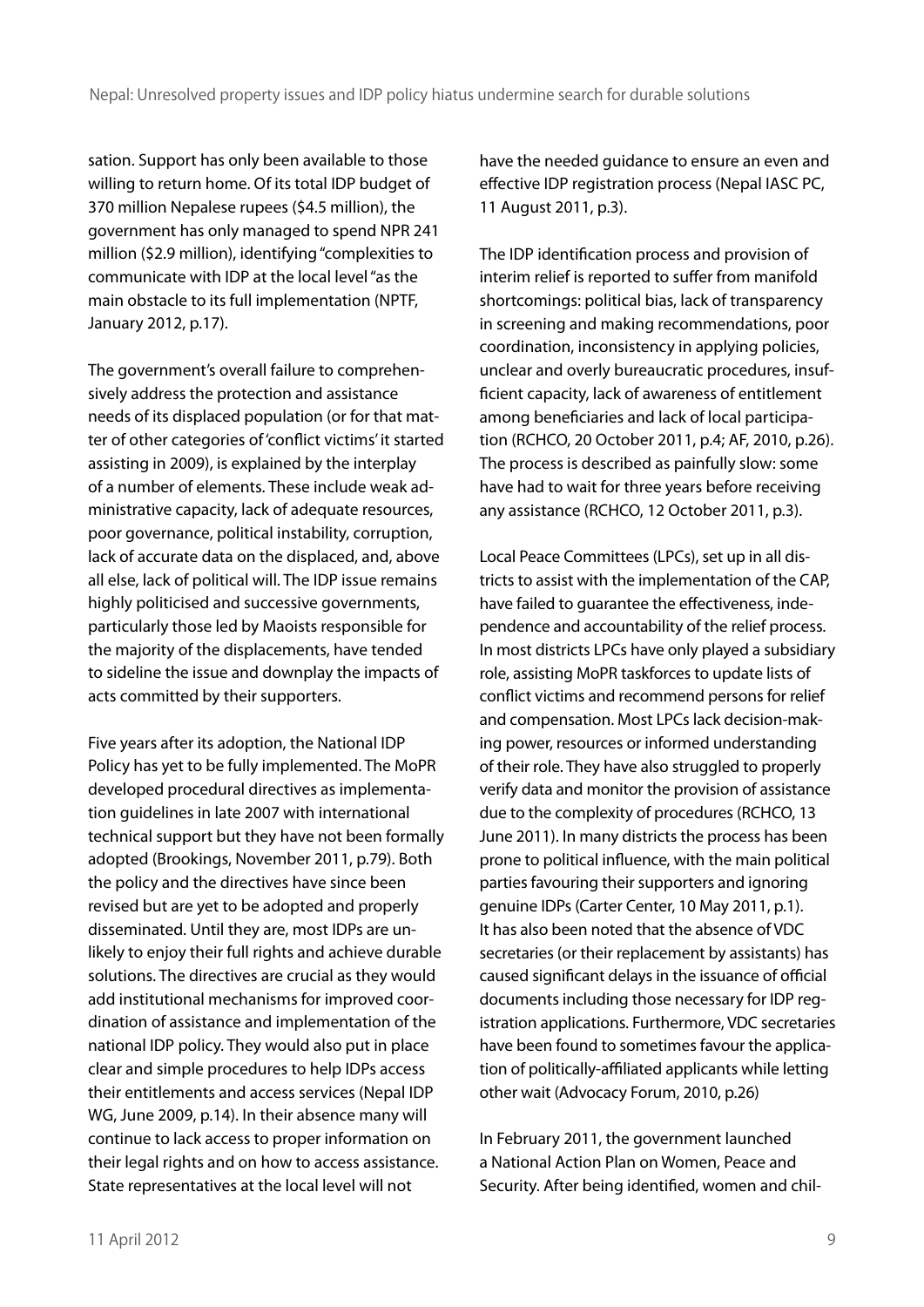sation. Support has only been available to those willing to return home. Of its total IDP budget of 370 million Nepalese rupees ($4.5 million), the government has only managed to spend NPR 241 million ($2.9 million), identifying "complexities to communicate with IDP at the local level "as the main obstacle to its full implementation (NPTF, January 2012, p.17).

The government's overall failure to comprehensively address the protection and assistance needs of its displaced population (or for that matter of other categories of 'conflict victims' it started assisting in 2009), is explained by the interplay of a number of elements. These include weak administrative capacity, lack of adequate resources, poor governance, political instability, corruption, lack of accurate data on the displaced, and, above all else, lack of political will. The IDP issue remains highly politicised and successive governments, particularly those led by Maoists responsible for the majority of the displacements, have tended to sideline the issue and downplay the impacts of acts committed by their supporters.

Five years after its adoption, the National IDP Policy has yet to be fully implemented. The MoPR developed procedural directives as implementation guidelines in late 2007 with international technical support but they have not been formally adopted (Brookings, November 2011, p.79). Both the policy and the directives have since been revised but are yet to be adopted and properly disseminated. Until they are, most IDPs are unlikely to enjoy their full rights and achieve durable solutions. The directives are crucial as they would add institutional mechanisms for improved coordination of assistance and implementation of the national IDP policy. They would also put in place clear and simple procedures to help IDPs access their entitlements and access services (Nepal IDP WG, June 2009, p.14). In their absence many will continue to lack access to proper information on their legal rights and on how to access assistance. State representatives at the local level will not have the needed guidance to ensure an even and effective IDP registration process (Nepal IASC PC, 11 August 2011, p.3).

The IDP identification process and provision of interim relief is reported to suffer from manifold shortcomings: political bias, lack of transparency in screening and making recommendations, poor coordination, inconsistency in applying policies, unclear and overly bureaucratic procedures, insufficient capacity, lack of awareness of entitlement among beneficiaries and lack of local participation (RCHCO, 20 October 2011, p.4; AF, 2010, p.26). The process is described as painfully slow: some have had to wait for three years before receiving any assistance (RCHCO, 12 October 2011, p.3).

Local Peace Committees (LPCs), set up in all districts to assist with the implementation of the CAP, have failed to guarantee the effectiveness, independence and accountability of the relief process. In most districts LPCs have only played a subsidiary role, assisting MoPR taskforces to update lists of conflict victims and recommend persons for relief and compensation. Most LPCs lack decision-making power, resources or informed understanding of their role. They have also struggled to properly verify data and monitor the provision of assistance due to the complexity of procedures (RCHCO, 13 June 2011). In many districts the process has been prone to political influence, with the main political parties favouring their supporters and ignoring genuine IDPs (Carter Center, 10 May 2011, p.1). It has also been noted that the absence of VDC secretaries (or their replacement by assistants) has caused significant delays in the issuance of official documents including those necessary for IDP registration applications. Furthermore, VDC secretaries have been found to sometimes favour the application of politically-affiliated applicants while letting other wait (Advocacy Forum, 2010, p.26)

In February 2011, the government launched a National Action Plan on Women, Peace and Security. After being identified, women and chil-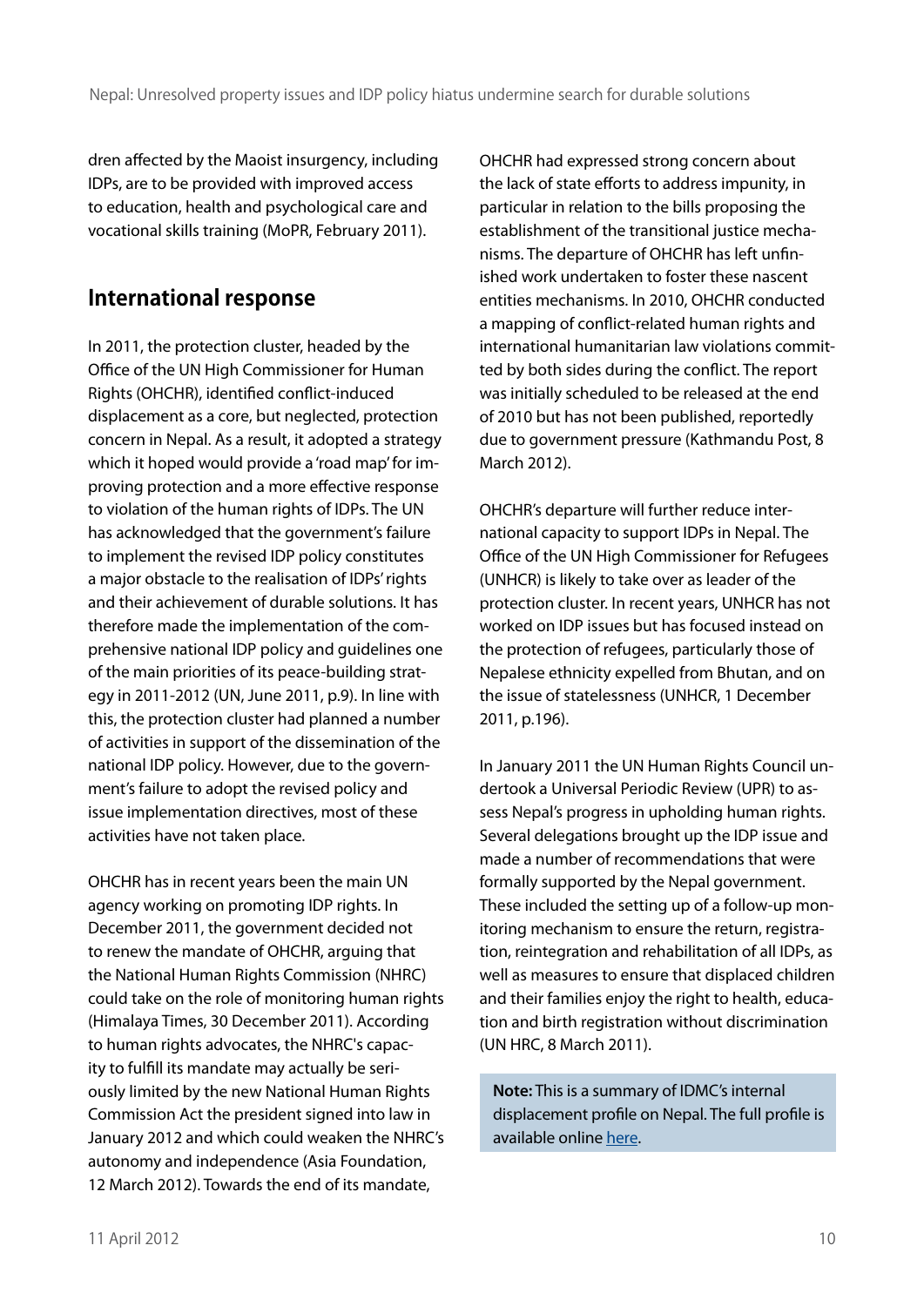dren affected by the Maoist insurgency, including IDPs, are to be provided with improved access to education, health and psychological care and vocational skills training (MoPR, February 2011).

## International response

In 2011, the protection cluster, headed by the Office of the UN High Commissioner for Human Rights (OHCHR), identified conflict-induced displacement as a core, but neglected, protection concern in Nepal. As a result, it adopted a strategy which it hoped would provide a 'road map' for improving protection and a more effective response to violation of the human rights of IDPs. The UN has acknowledged that the government's failure to implement the revised IDP policy constitutes a major obstacle to the realisation of IDPs' rights and their achievement of durable solutions. It has therefore made the implementation of the comprehensive national IDP policy and guidelines one of the main priorities of its peace-building strategy in 2011-2012 (UN, June 2011, p.9). In line with this, the protection cluster had planned a number of activities in support of the dissemination of the national IDP policy. However, due to the government's failure to adopt the revised policy and issue implementation directives, most of these activities have not taken place.

OHCHR has in recent years been the main UN agency working on promoting IDP rights. In December 2011, the government decided not to renew the mandate of OHCHR, arguing that the National Human Rights Commission (NHRC) could take on the role of monitoring human rights (Himalaya Times, 30 December 2011). According to human rights advocates, the NHRC's capacity to fulfill its mandate may actually be seriously limited by the new National Human Rights Commission Act the president signed into law in January 2012 and which could weaken the NHRC's autonomy and independence (Asia Foundation, 12 March 2012). Towards the end of its mandate, OHCHR had expressed strong concern about the lack of state efforts to address impunity, in particular in relation to the bills proposing the establishment of the transitional justice mechanisms. The departure of OHCHR has left unfinished work undertaken to foster these nascent entities mechanisms. In 2010, OHCHR conducted a mapping of conflict-related human rights and international humanitarian law violations committed by both sides during the conflict. The report was initially scheduled to be released at the end of 2010 but has not been published, reportedly due to government pressure (Kathmandu Post, 8 March 2012).

OHCHR's departure will further reduce international capacity to support IDPs in Nepal. The Office of the UN High Commissioner for Refugees (UNHCR) is likely to take over as leader of the protection cluster. In recent years, UNHCR has not worked on IDP issues but has focused instead on the protection of refugees, particularly those of Nepalese ethnicity expelled from Bhutan, and on the issue of statelessness (UNHCR, 1 December 2011, p.196).

In January 2011 the UN Human Rights Council undertook a Universal Periodic Review (UPR) to assess Nepal's progress in upholding human rights. Several delegations brought up the IDP issue and made a number of recommendations that were formally supported by the Nepal government. These included the setting up of a follow-up monitoring mechanism to ensure the return, registration, reintegration and rehabilitation of all IDPs, as well as measures to ensure that displaced children and their families enjoy the right to health, education and birth registration without discrimination (UN HRC, 8 March 2011).

**Note:** This is a summary of IDMC's internal displacement profile on Nepal. The full profile is available online here.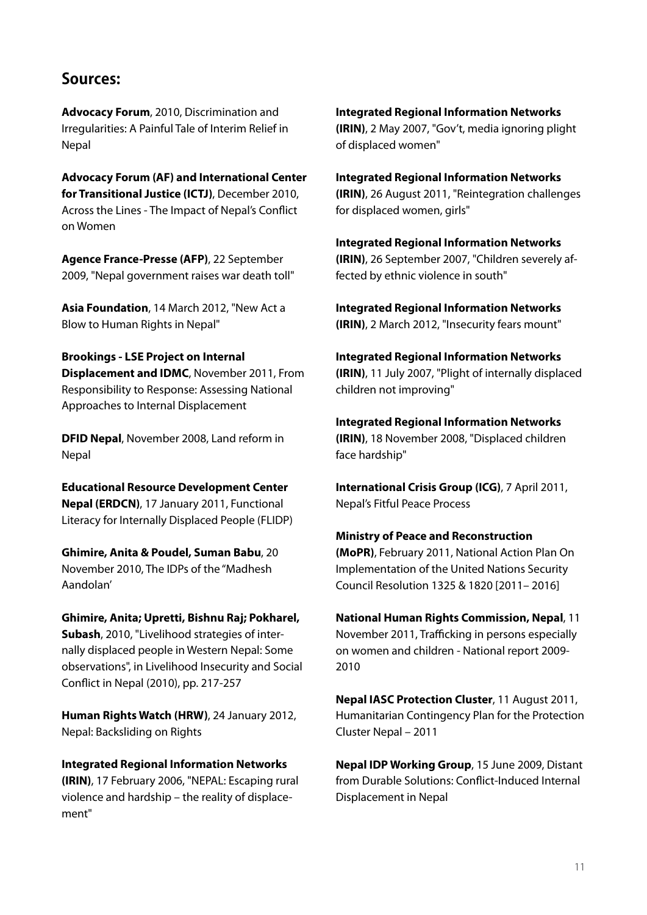## Sources:

**Advocacy Forum**, 2010, Discrimination and Irregularities: A Painful Tale of Interim Relief in Nepal

**Advocacy Forum (AF) and International Center for Transitional Justice (ICTJ)**, December 2010, Across the Lines - The Impact of Nepal's Conflict on Women

**Agence France-Presse (AFP)**, 22 September 2009, "Nepal government raises war death toll"

**Asia Foundation**, 14 March 2012, "New Act a Blow to Human Rights in Nepal"

**Brookings - LSE Project on Internal Displacement and IDMC**, November 2011, From Responsibility to Response: Assessing National Approaches to Internal Displacement

**DFID Nepal**, November 2008, Land reform in Nepal

**Educational Resource Development Center Nepal (ERDCN)**, 17 January 2011, Functional Literacy for Internally Displaced People (FLIDP)

**Ghimire, Anita & Poudel, Suman Babu**, 20 November 2010, The IDPs of the "Madhesh Aandolan'

**Ghimire, Anita; Upretti, Bishnu Raj; Pokharel, Subash**, 2010, "Livelihood strategies of internally displaced people in Western Nepal: Some observations", in Livelihood Insecurity and Social Conflict in Nepal (2010), pp. 217-257

**Human Rights Watch (HRW)**, 24 January 2012, Nepal: Backsliding on Rights

**Integrated Regional Information Networks (IRIN)**, 17 February 2006, "NEPAL: Escaping rural violence and hardship – the reality of displacement"

**Integrated Regional Information Networks (IRIN)**, 2 May 2007, "Gov't, media ignoring plight of displaced women"

**Integrated Regional Information Networks (IRIN)**, 26 August 2011, "Reintegration challenges for displaced women, girls"

**Integrated Regional Information Networks (IRIN)**, 26 September 2007, "Children severely affected by ethnic violence in south"

**Integrated Regional Information Networks (IRIN)**, 2 March 2012, "Insecurity fears mount"

**Integrated Regional Information Networks (IRIN)**, 11 July 2007, "Plight of internally displaced children not improving"

**Integrated Regional Information Networks (IRIN)**, 18 November 2008, "Displaced children face hardship"

**International Crisis Group (ICG)**, 7 April 2011, Nepal's Fitful Peace Process

**Ministry of Peace and Reconstruction (MoPR)**, February 2011, National Action Plan On Implementation of the United Nations Security Council Resolution 1325 & 1820 [2011– 2016]

**National Human Rights Commission, Nepal**, 11 November 2011, Trafficking in persons especially on women and children - National report 2009-2010

**Nepal IASC Protection Cluster**, 11 August 2011, Humanitarian Contingency Plan for the Protection Cluster Nepal – 2011

**Nepal IDP Working Group**, 15 June 2009, Distant from Durable Solutions: Conflict-Induced Internal Displacement in Nepal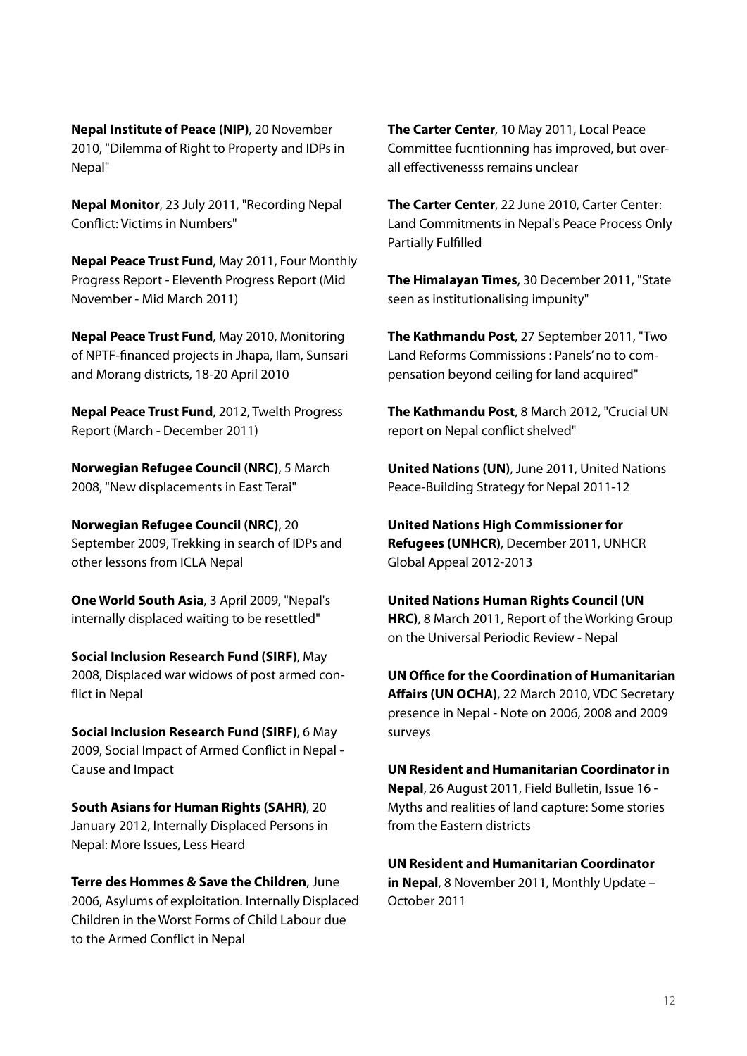**Nepal Institute of Peace (NIP)**, 20 November 2010, "Dilemma of Right to Property and IDPs in Nepal"

**Nepal Monitor**, 23 July 2011, "Recording Nepal Conflict: Victims in Numbers"

**Nepal Peace Trust Fund**, May 2011, Four Monthly Progress Report - Eleventh Progress Report (Mid November - Mid March 2011)

**Nepal Peace Trust Fund**, May 2010, Monitoring of NPTF-financed projects in Jhapa, Ilam, Sunsari and Morang districts, 18-20 April 2010

**Nepal Peace Trust Fund**, 2012, Twelth Progress Report (March - December 2011)

**Norwegian Refugee Council (NRC)**, 5 March 2008, "New displacements in East Terai"

**Norwegian Refugee Council (NRC)**, 20 September 2009, Trekking in search of IDPs and other lessons from ICLA Nepal

**One World South Asia**, 3 April 2009, "Nepal's internally displaced waiting to be resettled"

**Social Inclusion Research Fund (SIRF)**, May 2008, Displaced war widows of post armed conflict in Nepal

**Social Inclusion Research Fund (SIRF)**, 6 May 2009, Social Impact of Armed Conflict in Nepal - Cause and Impact

**South Asians for Human Rights (SAHR)**, 20 January 2012, Internally Displaced Persons in Nepal: More Issues, Less Heard

**Terre des Hommes & Save the Children**, June 2006, Asylums of exploitation. Internally Displaced Children in the Worst Forms of Child Labour due to the Armed Conflict in Nepal

**The Carter Center**, 10 May 2011, Local Peace Committee fucntionning has improved, but overall effectivenesss remains unclear

**The Carter Center**, 22 June 2010, Carter Center: Land Commitments in Nepal's Peace Process Only Partially Fulfilled

**The Himalayan Times**, 30 December 2011, "State seen as institutionalising impunity"

**The Kathmandu Post**, 27 September 2011, "Two Land Reforms Commissions : Panels' no to compensation beyond ceiling for land acquired"

**The Kathmandu Post**, 8 March 2012, "Crucial UN report on Nepal conflict shelved"

**United Nations (UN)**, June 2011, United Nations Peace-Building Strategy for Nepal 2011-12

**United Nations High Commissioner for Refugees (UNHCR)**, December 2011, UNHCR Global Appeal 2012-2013

**United Nations Human Rights Council (UN HRC)**, 8 March 2011, Report of the Working Group on the Universal Periodic Review - Nepal

**UN Office for the Coordination of Humanitarian Affairs (UN OCHA)**, 22 March 2010, VDC Secretary presence in Nepal - Note on 2006, 2008 and 2009 surveys

**UN Resident and Humanitarian Coordinator in Nepal**, 26 August 2011, Field Bulletin, Issue 16 - Myths and realities of land capture: Some stories from the Eastern districts

**UN Resident and Humanitarian Coordinator in Nepal**, 8 November 2011, Monthly Update – October 2011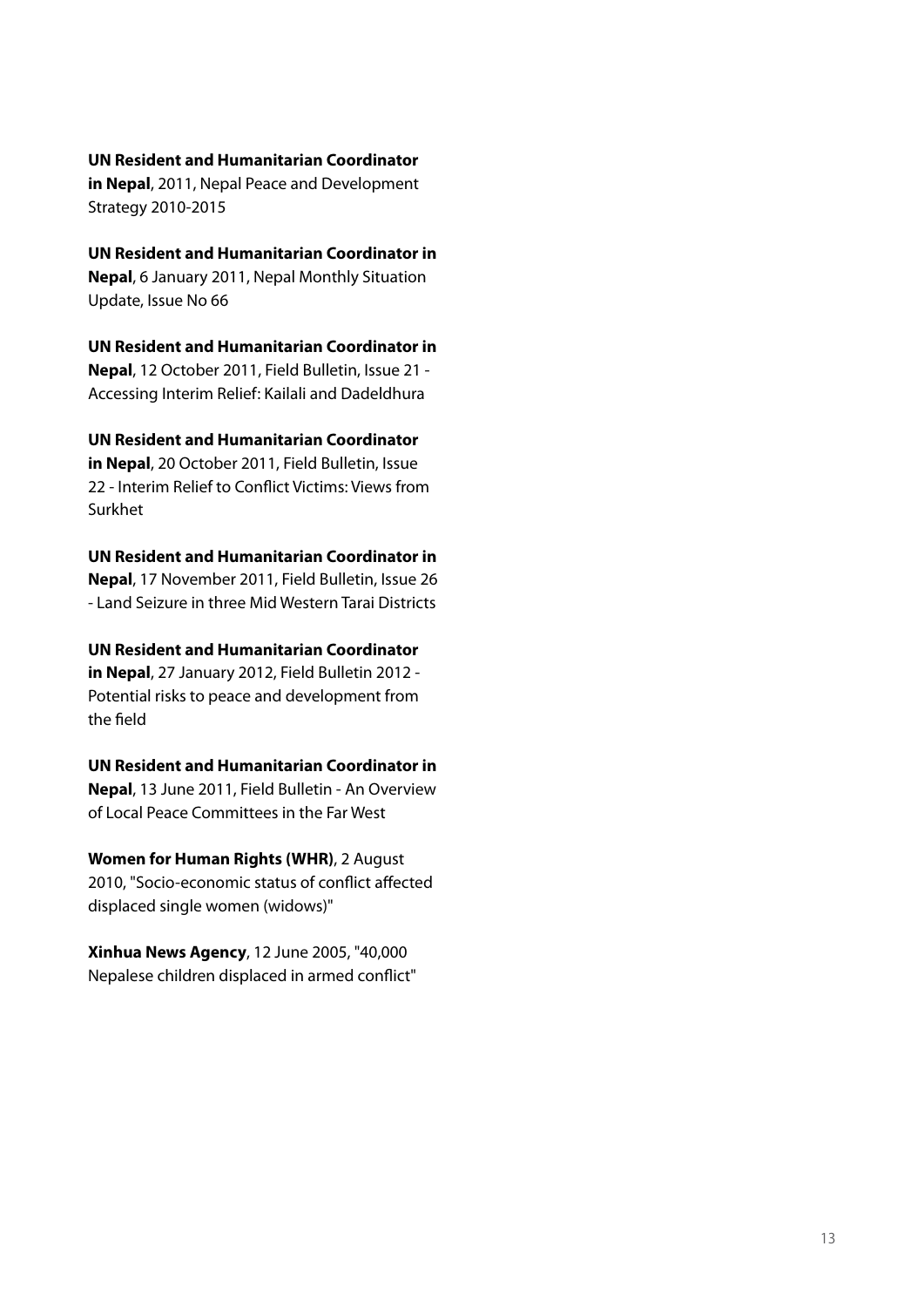**UN Resident and Humanitarian Coordinator in Nepal**, 2011, Nepal Peace and Development Strategy 2010-2015

**UN Resident and Humanitarian Coordinator in Nepal**, 6 January 2011, Nepal Monthly Situation Update, Issue No 66

**UN Resident and Humanitarian Coordinator in Nepal**, 12 October 2011, Field Bulletin, Issue 21 - Accessing Interim Relief: Kailali and Dadeldhura

**UN Resident and Humanitarian Coordinator in Nepal**, 20 October 2011, Field Bulletin, Issue 22 - Interim Relief to Conflict Victims: Views from Surkhet

**UN Resident and Humanitarian Coordinator in Nepal**, 17 November 2011, Field Bulletin, Issue 26 - Land Seizure in three Mid Western Tarai Districts

**UN Resident and Humanitarian Coordinator in Nepal**, 27 January 2012, Field Bulletin 2012 - Potential risks to peace and development from the field

**UN Resident and Humanitarian Coordinator in Nepal**, 13 June 2011, Field Bulletin - An Overview of Local Peace Committees in the Far West

**Women for Human Rights (WHR)**, 2 August 2010, "Socio-economic status of conflict affected displaced single women (widows)"

**Xinhua News Agency**, 12 June 2005, "40,000 Nepalese children displaced in armed conflict"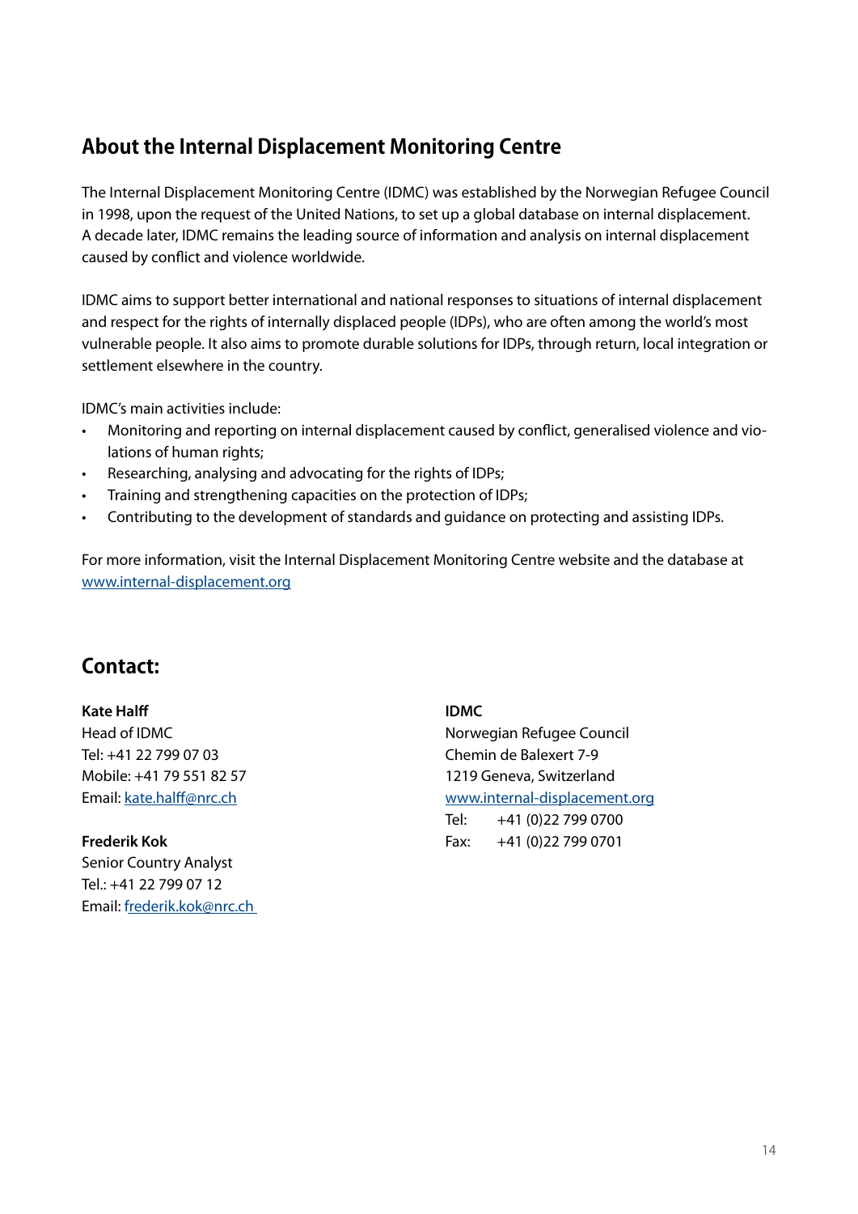## About the Internal Displacement Monitoring Centre

The Internal Displacement Monitoring Centre (IDMC) was established by the Norwegian Refugee Council in 1998, upon the request of the United Nations, to set up a global database on internal displacement. A decade later, IDMC remains the leading source of information and analysis on internal displacement caused by conflict and violence worldwide.

IDMC aims to support better international and national responses to situations of internal displacement and respect for the rights of internally displaced people (IDPs), who are often among the world's most vulnerable people. It also aims to promote durable solutions for IDPs, through return, local integration or settlement elsewhere in the country.

IDMC's main activities include:

- Monitoring and reporting on internal displacement caused by conflict, generalised violence and violations of human rights;
- Researching, analysing and advocating for the rights of IDPs;
- Training and strengthening capacities on the protection of IDPs;
- Contributing to the development of standards and guidance on protecting and assisting IDPs.

For more information, visit the Internal Displacement Monitoring Centre website and the database at www.internal-displacement.org

## Contact:

**Kate Halff**
Head of IDMC
Tel: +41 22 799 07 03
Mobile: +41 79 551 82 57
Email: kate.halff@nrc.ch

**Frederik Kok**
Senior Country Analyst
Tel.: +41 22 799 07 12
Email: frederik.kok@nrc.ch

**IDMC**
Norwegian Refugee Council
Chemin de Balexert 7-9
1219 Geneva, Switzerland
www.internal-displacement.org
Tel: +41 (0)22 799 0700
Fax: +41 (0)22 799 0701